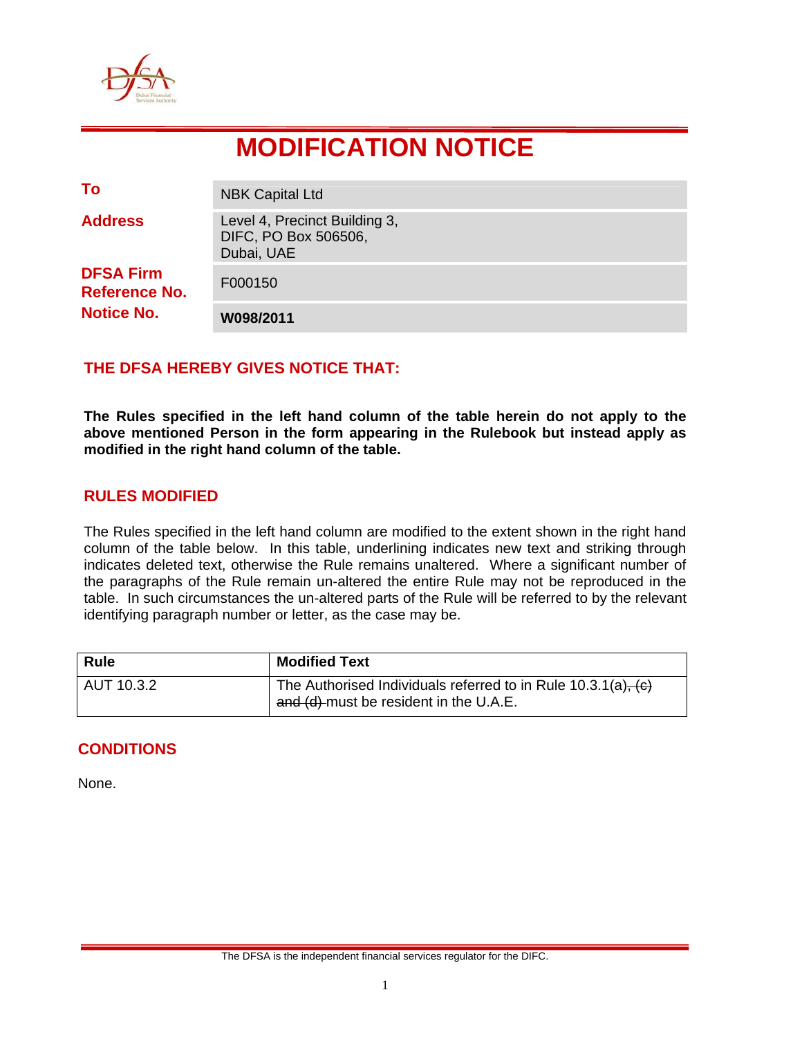# MODIFICATION NOTICE

| | |
|---|---|
| **To** | NBK Capital Ltd |
| **Address** | Level 4, Precinct Building 3,<br>DIFC, PO Box 506506,<br>Dubai, UAE |
| **DFSA Firm Reference No.** | F000150 |
| **Notice No.** | **W098/2011** |

## THE DFSA HEREBY GIVES NOTICE THAT:

**The Rules specified in the left hand column of the table herein do not apply to the above mentioned Person in the form appearing in the Rulebook but instead apply as modified in the right hand column of the table.**

## RULES MODIFIED

The Rules specified in the left hand column are modified to the extent shown in the right hand column of the table below. In this table, underlining indicates new text and striking through indicates deleted text, otherwise the Rule remains unaltered. Where a significant number of the paragraphs of the Rule remain un-altered the entire Rule may not be reproduced in the table. In such circumstances the un-altered parts of the Rule will be referred to by the relevant identifying paragraph number or letter, as the case may be.

| Rule | Modified Text |
|---|---|
| AUT 10.3.2 | The Authorised Individuals referred to in Rule 10.3.1(a)~~, (c) and (d)~~ must be resident in the U.A.E. |

## CONDITIONS

None.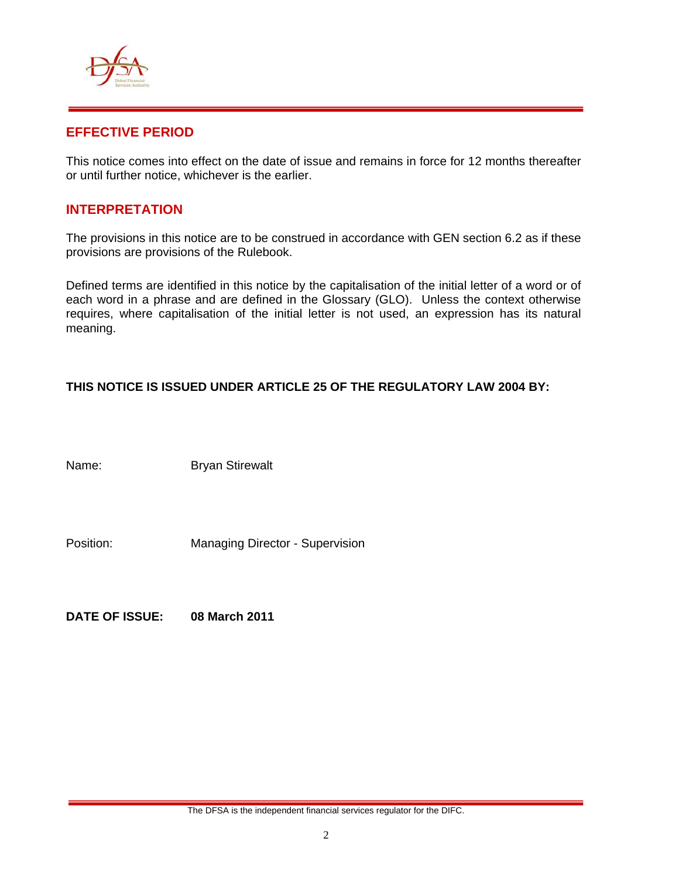## EFFECTIVE PERIOD

This notice comes into effect on the date of issue and remains in force for 12 months thereafter or until further notice, whichever is the earlier.

## INTERPRETATION

The provisions in this notice are to be construed in accordance with GEN section 6.2 as if these provisions are provisions of the Rulebook.

Defined terms are identified in this notice by the capitalisation of the initial letter of a word or of each word in a phrase and are defined in the Glossary (GLO). Unless the context otherwise requires, where capitalisation of the initial letter is not used, an expression has its natural meaning.

**THIS NOTICE IS ISSUED UNDER ARTICLE 25 OF THE REGULATORY LAW 2004 BY:**

Name: Bryan Stirewalt

Position: Managing Director - Supervision

**DATE OF ISSUE: 08 March 2011**